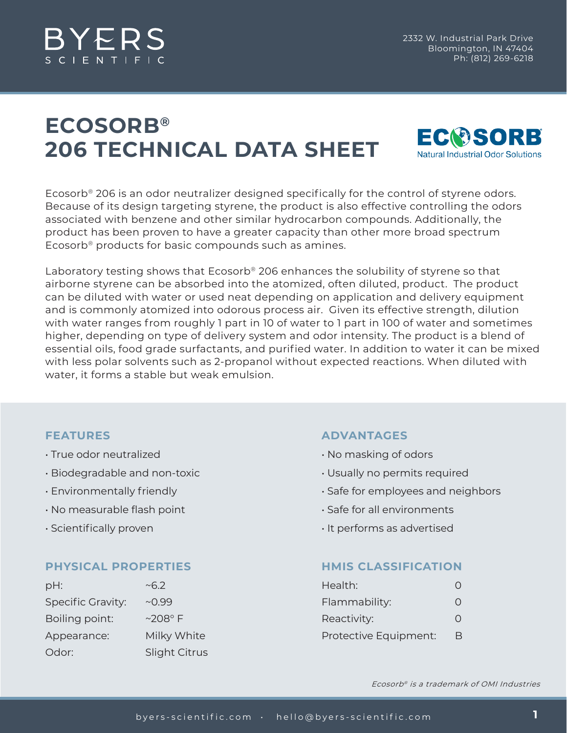BYERS SCIENTIFIC

2332 W. Industrial Park Drive
Bloomington, IN 47404
Ph: (812) 269-6218

# ECOSORB® 206 TECHNICAL DATA SHEET

ECOSORB Natural Industrial Odor Solutions

Ecosorb® 206 is an odor neutralizer designed specifically for the control of styrene odors. Because of its design targeting styrene, the product is also effective controlling the odors associated with benzene and other similar hydrocarbon compounds. Additionally, the product has been proven to have a greater capacity than other more broad spectrum Ecosorb® products for basic compounds such as amines.

Laboratory testing shows that Ecosorb® 206 enhances the solubility of styrene so that airborne styrene can be absorbed into the atomized, often diluted, product. The product can be diluted with water or used neat depending on application and delivery equipment and is commonly atomized into odorous process air. Given its effective strength, dilution with water ranges from roughly 1 part in 10 of water to 1 part in 100 of water and sometimes higher, depending on type of delivery system and odor intensity. The product is a blend of essential oils, food grade surfactants, and purified water. In addition to water it can be mixed with less polar solvents such as 2-propanol without expected reactions. When diluted with water, it forms a stable but weak emulsion.

## FEATURES

- True odor neutralized
- Biodegradable and non-toxic
- Environmentally friendly
- No measurable flash point
- Scientifically proven

## ADVANTAGES

- No masking of odors
- Usually no permits required
- Safe for employees and neighbors
- Safe for all environments
- It performs as advertised

## PHYSICAL PROPERTIES

| | |
|---|---|
| pH: | ~6.2 |
| Specific Gravity: | ~0.99 |
| Boiling point: | ~208° F |
| Appearance: | Milky White |
| Odor: | Slight Citrus |

## HMIS CLASSIFICATION

| | |
|---|---|
| Health: | 0 |
| Flammability: | 0 |
| Reactivity: | 0 |
| Protective Equipment: | B |

*Ecosorb® is a trademark of OMI Industries*

byers-scientific.com · hello@byers-scientific.com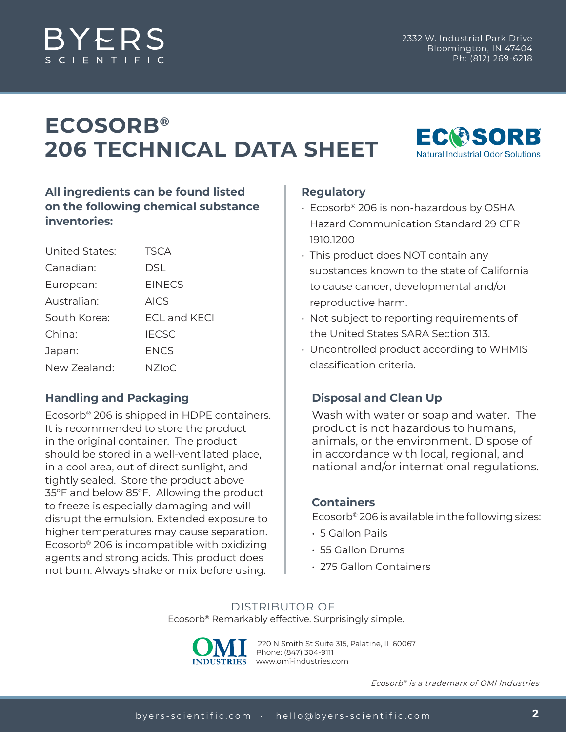# ECOSORB® 206 TECHNICAL DATA SHEET

**All ingredients can be found listed on the following chemical substance inventories:**

| | |
|---|---|
| United States: | TSCA |
| Canadian: | DSL |
| European: | EINECS |
| Australian: | AICS |
| South Korea: | ECL and KECI |
| China: | IECSC |
| Japan: | ENCS |
| New Zealand: | NZIoC |

## Handling and Packaging

Ecosorb® 206 is shipped in HDPE containers. It is recommended to store the product in the original container. The product should be stored in a well-ventilated place, in a cool area, out of direct sunlight, and tightly sealed. Store the product above 35°F and below 85°F. Allowing the product to freeze is especially damaging and will disrupt the emulsion. Extended exposure to higher temperatures may cause separation. Ecosorb® 206 is incompatible with oxidizing agents and strong acids. This product does not burn. Always shake or mix before using.

## Regulatory

- Ecosorb® 206 is non-hazardous by OSHA Hazard Communication Standard 29 CFR 1910.1200
- This product does NOT contain any substances known to the state of California to cause cancer, developmental and/or reproductive harm.
- Not subject to reporting requirements of the United States SARA Section 313.
- Uncontrolled product according to WHMIS classification criteria.

## Disposal and Clean Up

Wash with water or soap and water. The product is not hazardous to humans, animals, or the environment. Dispose of in accordance with local, regional, and national and/or international regulations.

## Containers

Ecosorb® 206 is available in the following sizes:

- 5 Gallon Pails
- 55 Gallon Drums
- 275 Gallon Containers

DISTRIBUTOR OF

Ecosorb® Remarkably effective. Surprisingly simple.

OMI INDUSTRIES

220 N Smith St Suite 315, Palatine, IL 60067
Phone: (847) 304-9111
www.omi-industries.com

*Ecosorb® is a trademark of OMI Industries*